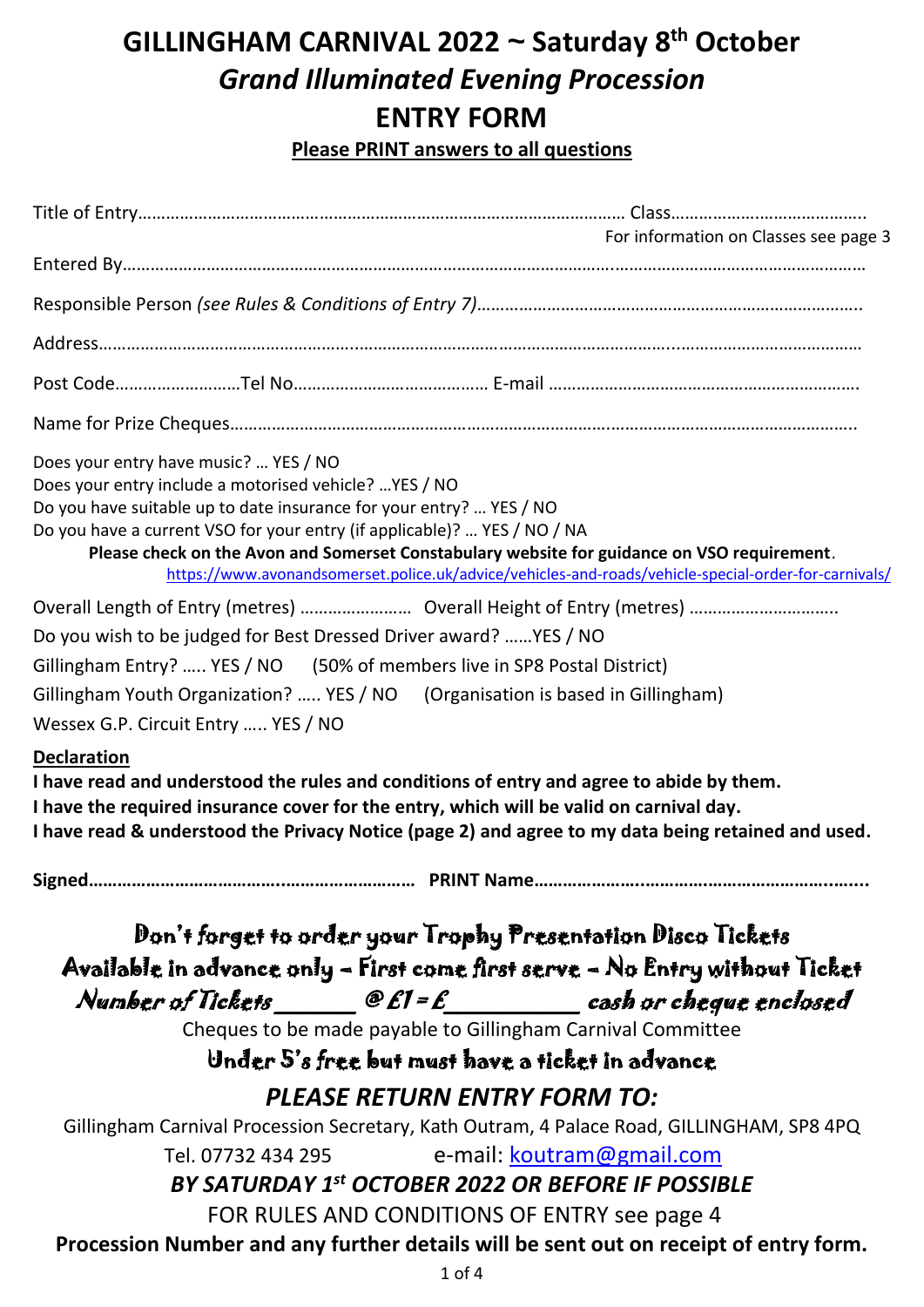# GILLINGHAM CARNIVAL 2022 ~ Saturday 8th October

## *Grand Illuminated Evening Procession*

## ENTRY FORM

**Please PRINT answers to all questions**

Title of Entry………………………………………………………………………………………… Class…………………………………..
For information on Classes see page 3

Entered By………………………………………………………………………………………………………………………………………

Responsible Person *(see Rules & Conditions of Entry 7)*………………………………………………………………………..

Address……………………………………………………………………………………………………………………………………………

Post Code………………………Tel No…………………………………… E-mail ………………………………………………………….

Name for Prize Cheques………………………………………………………………………………………………………………….

Does your entry have music? … YES / NO
Does your entry include a motorised vehicle? …YES / NO
Do you have suitable up to date insurance for your entry? … YES / NO
Do you have a current VSO for your entry (if applicable)? … YES / NO / NA

**Please check on the Avon and Somerset Constabulary website for guidance on VSO requirement**.
https://www.avonandsomerset.police.uk/advice/vehicles-and-roads/vehicle-special-order-for-carnivals/

Overall Length of Entry (metres) …………………… Overall Height of Entry (metres) …………………………..

Do you wish to be judged for Best Dressed Driver award? ……YES / NO

Gillingham Entry? ….. YES / NO (50% of members live in SP8 Postal District)

Gillingham Youth Organization? ….. YES / NO (Organisation is based in Gillingham)

Wessex G.P. Circuit Entry ….. YES / NO

**Declaration**

**I have read and understood the rules and conditions of entry and agree to abide by them.**
**I have the required insurance cover for the entry, which will be valid on carnival day.**
**I have read & understood the Privacy Notice (page 2) and agree to my data being retained and used.**

**Signed…………………………………………………………… PRINT Name…………………………………………………………...**

**Don't forget to order your Trophy Presentation Disco Tickets**
**Available in advance only – First come first serve – No Entry without Ticket**
***Number of Tickets\_\_\_\_\_\_ @ £1 = £\_\_\_\_\_\_\_\_\_\_ cash or cheque enclosed***

Cheques to be made payable to Gillingham Carnival Committee

**Under 5's free but must have a ticket in advance**

### *PLEASE RETURN ENTRY FORM TO:*

Gillingham Carnival Procession Secretary, Kath Outram, 4 Palace Road, GILLINGHAM, SP8 4PQ
Tel. 07732 434 295 e-mail: koutram@gmail.com

***BY SATURDAY 1st OCTOBER 2022 OR BEFORE IF POSSIBLE***

FOR RULES AND CONDITIONS OF ENTRY see page 4

**Procession Number and any further details will be sent out on receipt of entry form.**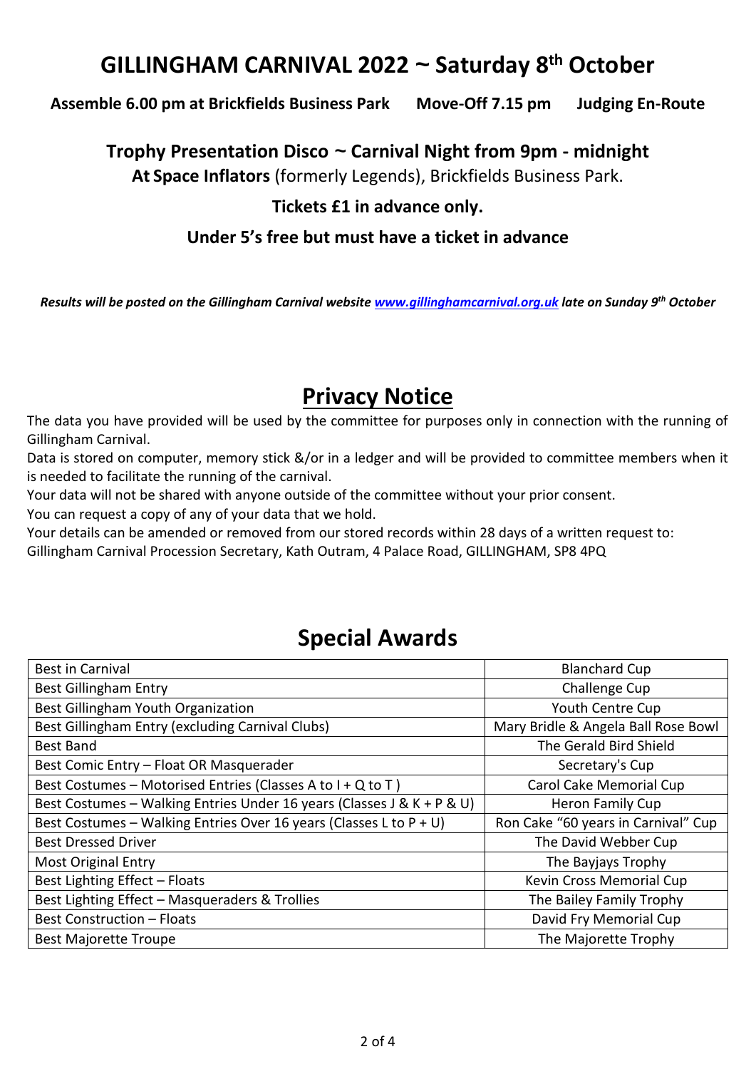# GILLINGHAM CARNIVAL 2022 ~ Saturday 8th October

**Assemble 6.00 pm at Brickfields Business Park Move-Off 7.15 pm Judging En-Route**

**Trophy Presentation Disco ~ Carnival Night from 9pm - midnight**

**At Space Inflators** (formerly Legends), Brickfields Business Park.

**Tickets £1 in advance only.**

**Under 5's free but must have a ticket in advance**

***Results will be posted on the Gillingham Carnival website [www.gillinghamcarnival.org.uk](http://www.gillinghamcarnival.org.uk) late on Sunday 9th October***

## Privacy Notice

The data you have provided will be used by the committee for purposes only in connection with the running of Gillingham Carnival.

Data is stored on computer, memory stick &/or in a ledger and will be provided to committee members when it is needed to facilitate the running of the carnival.

Your data will not be shared with anyone outside of the committee without your prior consent.

You can request a copy of any of your data that we hold.

Your details can be amended or removed from our stored records within 28 days of a written request to:
Gillingham Carnival Procession Secretary, Kath Outram, 4 Palace Road, GILLINGHAM, SP8 4PQ

## Special Awards

| Award | Trophy |
|---|---|
| Best in Carnival | Blanchard Cup |
| Best Gillingham Entry | Challenge Cup |
| Best Gillingham Youth Organization | Youth Centre Cup |
| Best Gillingham Entry (excluding Carnival Clubs) | Mary Bridle & Angela Ball Rose Bowl |
| Best Band | The Gerald Bird Shield |
| Best Comic Entry – Float OR Masquerader | Secretary's Cup |
| Best Costumes – Motorised Entries (Classes A to I + Q to T ) | Carol Cake Memorial Cup |
| Best Costumes – Walking Entries Under 16 years (Classes J & K + P & U) | Heron Family Cup |
| Best Costumes – Walking Entries Over 16 years (Classes L to P + U) | Ron Cake "60 years in Carnival" Cup |
| Best Dressed Driver | The David Webber Cup |
| Most Original Entry | The Bayjays Trophy |
| Best Lighting Effect – Floats | Kevin Cross Memorial Cup |
| Best Lighting Effect – Masqueraders & Trollies | The Bailey Family Trophy |
| Best Construction – Floats | David Fry Memorial Cup |
| Best Majorette Troupe | The Majorette Trophy |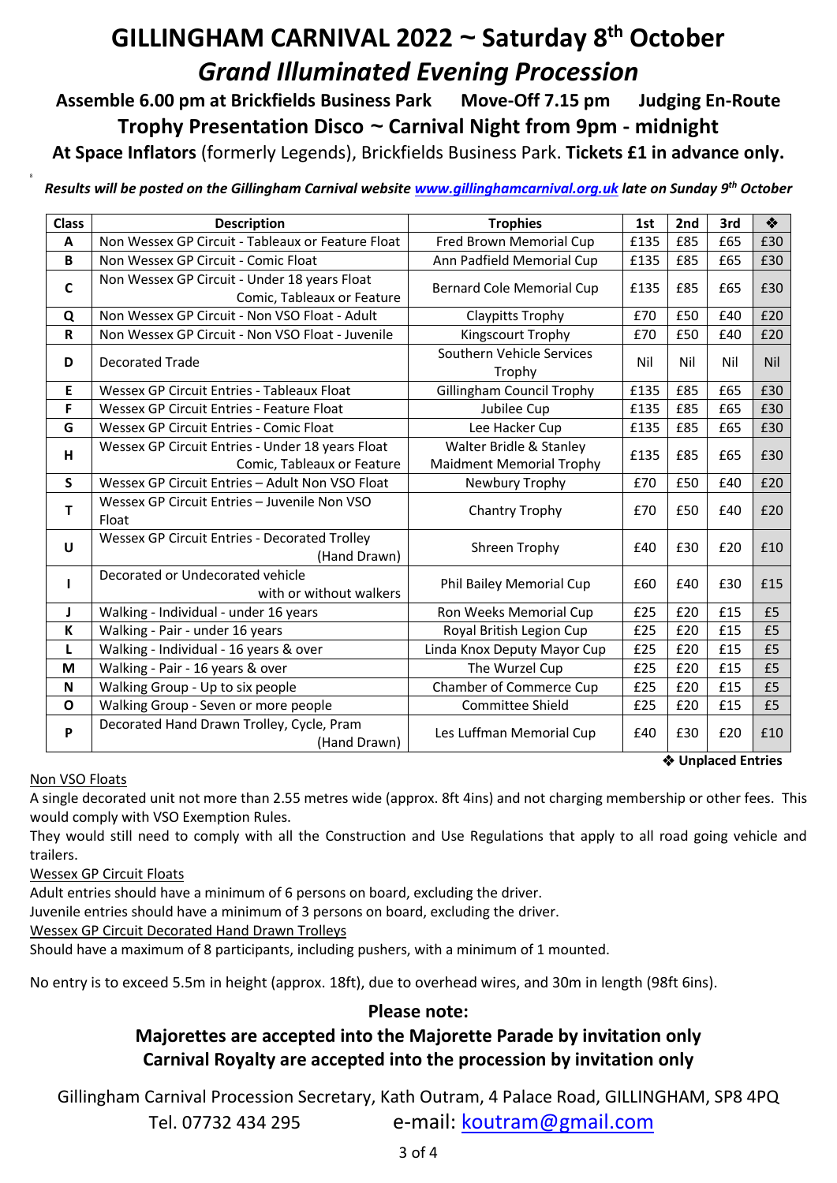# GILLINGHAM CARNIVAL 2022 ~ Saturday 8th October

## *Grand Illuminated Evening Procession*

**Assemble 6.00 pm at Brickfields Business Park    Move-Off 7.15 pm    Judging En-Route**

**Trophy Presentation Disco ~ Carnival Night from 9pm - midnight**

**At Space Inflators** (formerly Legends), Brickfields Business Park. **Tickets £1 in advance only.**

***Results will be posted on the Gillingham Carnival website [www.gillinghamcarnival.org.uk](http://www.gillinghamcarnival.org.uk) late on Sunday 9th October***

| Class | Description | Trophies | 1st | 2nd | 3rd | ❖ |
|---|---|---|---|---|---|---|
| **A** | Non Wessex GP Circuit - Tableaux or Feature Float | Fred Brown Memorial Cup | £135 | £85 | £65 | £30 |
| **B** | Non Wessex GP Circuit - Comic Float | Ann Padfield Memorial Cup | £135 | £85 | £65 | £30 |
| **C** | Non Wessex GP Circuit - Under 18 years Float Comic, Tableaux or Feature | Bernard Cole Memorial Cup | £135 | £85 | £65 | £30 |
| **Q** | Non Wessex GP Circuit - Non VSO Float - Adult | Claypitts Trophy | £70 | £50 | £40 | £20 |
| **R** | Non Wessex GP Circuit - Non VSO Float - Juvenile | Kingscourt Trophy | £70 | £50 | £40 | £20 |
| **D** | Decorated Trade | Southern Vehicle Services Trophy | Nil | Nil | Nil | Nil |
| **E** | Wessex GP Circuit Entries - Tableaux Float | Gillingham Council Trophy | £135 | £85 | £65 | £30 |
| **F** | Wessex GP Circuit Entries - Feature Float | Jubilee Cup | £135 | £85 | £65 | £30 |
| **G** | Wessex GP Circuit Entries - Comic Float | Lee Hacker Cup | £135 | £85 | £65 | £30 |
| **H** | Wessex GP Circuit Entries - Under 18 years Float Comic, Tableaux or Feature | Walter Bridle & Stanley Maidment Memorial Trophy | £135 | £85 | £65 | £30 |
| **S** | Wessex GP Circuit Entries – Adult Non VSO Float | Newbury Trophy | £70 | £50 | £40 | £20 |
| **T** | Wessex GP Circuit Entries – Juvenile Non VSO Float | Chantry Trophy | £70 | £50 | £40 | £20 |
| **U** | Wessex GP Circuit Entries - Decorated Trolley (Hand Drawn) | Shreen Trophy | £40 | £30 | £20 | £10 |
| **I** | Decorated or Undecorated vehicle with or without walkers | Phil Bailey Memorial Cup | £60 | £40 | £30 | £15 |
| **J** | Walking - Individual - under 16 years | Ron Weeks Memorial Cup | £25 | £20 | £15 | £5 |
| **K** | Walking - Pair - under 16 years | Royal British Legion Cup | £25 | £20 | £15 | £5 |
| **L** | Walking - Individual - 16 years & over | Linda Knox Deputy Mayor Cup | £25 | £20 | £15 | £5 |
| **M** | Walking - Pair - 16 years & over | The Wurzel Cup | £25 | £20 | £15 | £5 |
| **N** | Walking Group - Up to six people | Chamber of Commerce Cup | £25 | £20 | £15 | £5 |
| **O** | Walking Group - Seven or more people | Committee Shield | £25 | £20 | £15 | £5 |
| **P** | Decorated Hand Drawn Trolley, Cycle, Pram (Hand Drawn) | Les Luffman Memorial Cup | £40 | £30 | £20 | £10 |

**❖ Unplaced Entries**

Non VSO Floats

A single decorated unit not more than 2.55 metres wide (approx. 8ft 4ins) and not charging membership or other fees. This would comply with VSO Exemption Rules.

They would still need to comply with all the Construction and Use Regulations that apply to all road going vehicle and trailers.

Wessex GP Circuit Floats

Adult entries should have a minimum of 6 persons on board, excluding the driver.

Juvenile entries should have a minimum of 3 persons on board, excluding the driver.

Wessex GP Circuit Decorated Hand Drawn Trolleys

Should have a maximum of 8 participants, including pushers, with a minimum of 1 mounted.

No entry is to exceed 5.5m in height (approx. 18ft), due to overhead wires, and 30m in length (98ft 6ins).

**Please note:**

**Majorettes are accepted into the Majorette Parade by invitation only**

**Carnival Royalty are accepted into the procession by invitation only**

Gillingham Carnival Procession Secretary, Kath Outram, 4 Palace Road, GILLINGHAM, SP8 4PQ

Tel. 07732 434 295    e-mail: [koutram@gmail.com](mailto:koutram@gmail.com)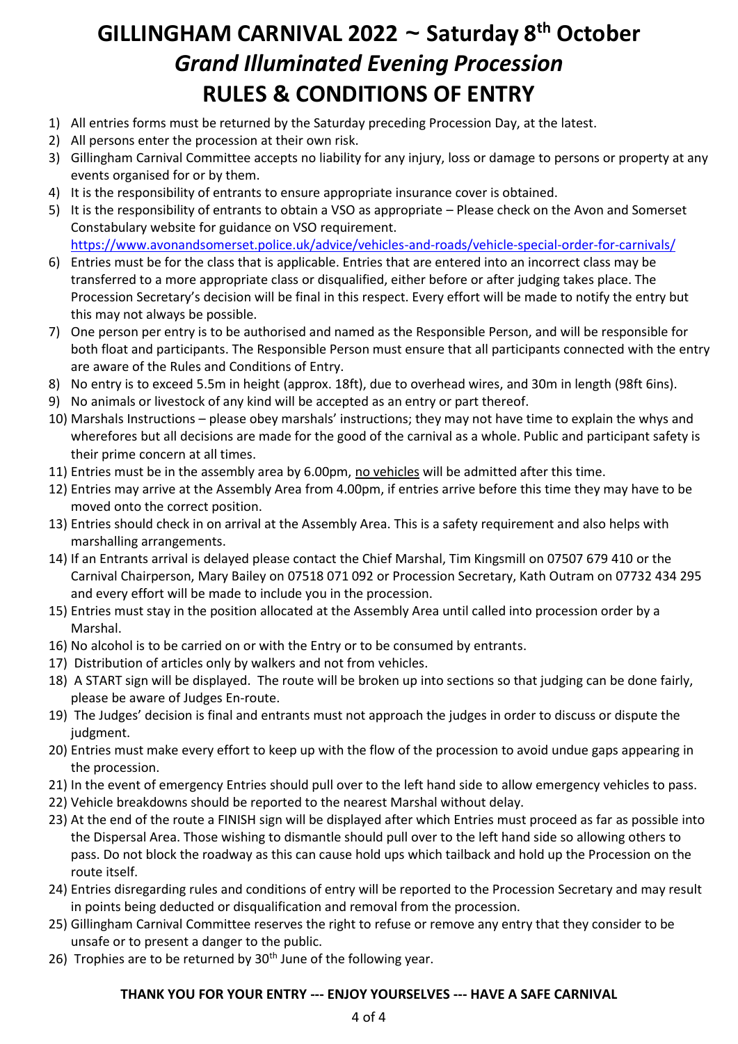# GILLINGHAM CARNIVAL 2022 ~ Saturday 8th October

## *Grand Illuminated Evening Procession*

## RULES & CONDITIONS OF ENTRY

1) All entries forms must be returned by the Saturday preceding Procession Day, at the latest.
2) All persons enter the procession at their own risk.
3) Gillingham Carnival Committee accepts no liability for any injury, loss or damage to persons or property at any events organised for or by them.
4) It is the responsibility of entrants to ensure appropriate insurance cover is obtained.
5) It is the responsibility of entrants to obtain a VSO as appropriate – Please check on the Avon and Somerset Constabulary website for guidance on VSO requirement. https://www.avonandsomerset.police.uk/advice/vehicles-and-roads/vehicle-special-order-for-carnivals/
6) Entries must be for the class that is applicable. Entries that are entered into an incorrect class may be transferred to a more appropriate class or disqualified, either before or after judging takes place. The Procession Secretary's decision will be final in this respect. Every effort will be made to notify the entry but this may not always be possible.
7) One person per entry is to be authorised and named as the Responsible Person, and will be responsible for both float and participants. The Responsible Person must ensure that all participants connected with the entry are aware of the Rules and Conditions of Entry.
8) No entry is to exceed 5.5m in height (approx. 18ft), due to overhead wires, and 30m in length (98ft 6ins).
9) No animals or livestock of any kind will be accepted as an entry or part thereof.
10) Marshals Instructions – please obey marshals' instructions; they may not have time to explain the whys and wherefores but all decisions are made for the good of the carnival as a whole. Public and participant safety is their prime concern at all times.
11) Entries must be in the assembly area by 6.00pm, no vehicles will be admitted after this time.
12) Entries may arrive at the Assembly Area from 4.00pm, if entries arrive before this time they may have to be moved onto the correct position.
13) Entries should check in on arrival at the Assembly Area. This is a safety requirement and also helps with marshalling arrangements.
14) If an Entrants arrival is delayed please contact the Chief Marshal, Tim Kingsmill on 07507 679 410 or the Carnival Chairperson, Mary Bailey on 07518 071 092 or Procession Secretary, Kath Outram on 07732 434 295 and every effort will be made to include you in the procession.
15) Entries must stay in the position allocated at the Assembly Area until called into procession order by a Marshal.
16) No alcohol is to be carried on or with the Entry or to be consumed by entrants.
17) Distribution of articles only by walkers and not from vehicles.
18) A START sign will be displayed. The route will be broken up into sections so that judging can be done fairly, please be aware of Judges En-route.
19) The Judges' decision is final and entrants must not approach the judges in order to discuss or dispute the judgment.
20) Entries must make every effort to keep up with the flow of the procession to avoid undue gaps appearing in the procession.
21) In the event of emergency Entries should pull over to the left hand side to allow emergency vehicles to pass.
22) Vehicle breakdowns should be reported to the nearest Marshal without delay.
23) At the end of the route a FINISH sign will be displayed after which Entries must proceed as far as possible into the Dispersal Area. Those wishing to dismantle should pull over to the left hand side so allowing others to pass. Do not block the roadway as this can cause hold ups which tailback and hold up the Procession on the route itself.
24) Entries disregarding rules and conditions of entry will be reported to the Procession Secretary and may result in points being deducted or disqualification and removal from the procession.
25) Gillingham Carnival Committee reserves the right to refuse or remove any entry that they consider to be unsafe or to present a danger to the public.
26) Trophies are to be returned by 30th June of the following year.

**THANK YOU FOR YOUR ENTRY --- ENJOY YOURSELVES --- HAVE A SAFE CARNIVAL**